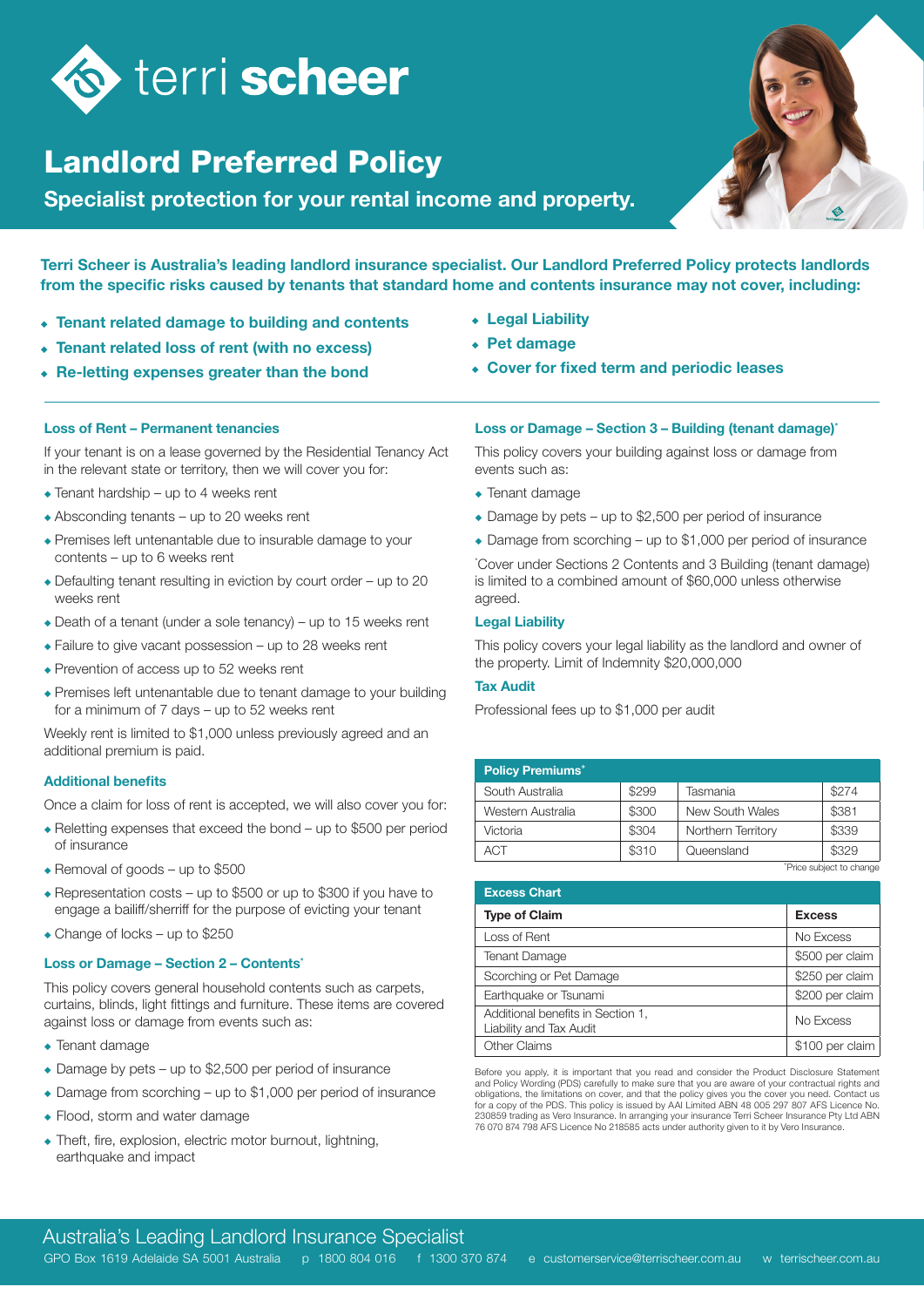# terri scheer

# Landlord Preferred Policy

## Specialist protection for your rental income and property.

**Terri Scheer is Australia's leading landlord insurance specialist. Our Landlord Preferred Policy protects landlords from the specific risks caused by tenants that standard home and contents insurance may not cover, including:**

- **Tenant related damage to building and contents**
- **Tenant related loss of rent (with no excess)**
- **Re-letting expenses greater than the bond**
- **Legal Liability**
- **Pet damage**
- **Cover for fixed term and periodic leases**

### Loss of Rent – Permanent tenancies

If your tenant is on a lease governed by the Residential Tenancy Act in the relevant state or territory, then we will cover you for:

- Tenant hardship – up to 4 weeks rent
- Absconding tenants – up to 20 weeks rent
- Premises left untenantable due to insurable damage to your contents – up to 6 weeks rent
- Defaulting tenant resulting in eviction by court order – up to 20 weeks rent
- Death of a tenant (under a sole tenancy) – up to 15 weeks rent
- Failure to give vacant possession – up to 28 weeks rent
- Prevention of access up to 52 weeks rent
- Premises left untenantable due to tenant damage to your building for a minimum of 7 days – up to 52 weeks rent

Weekly rent is limited to $1,000 unless previously agreed and an additional premium is paid.

### Additional benefits

Once a claim for loss of rent is accepted, we will also cover you for:

- Reletting expenses that exceed the bond – up to $500 per period of insurance
- Removal of goods – up to $500
- Representation costs – up to $500 or up to $300 if you have to engage a bailiff/sherriff for the purpose of evicting your tenant
- Change of locks – up to $250

### Loss or Damage – Section 2 – Contents*

This policy covers general household contents such as carpets, curtains, blinds, light fittings and furniture. These items are covered against loss or damage from events such as:

- Tenant damage
- Damage by pets – up to $2,500 per period of insurance
- Damage from scorching – up to $1,000 per period of insurance
- Flood, storm and water damage
- Theft, fire, explosion, electric motor burnout, lightning, earthquake and impact

### Loss or Damage – Section 3 – Building (tenant damage)*

This policy covers your building against loss or damage from events such as:

- Tenant damage
- Damage by pets – up to $2,500 per period of insurance
- Damage from scorching – up to $1,000 per period of insurance

*Cover under Sections 2 Contents and 3 Building (tenant damage) is limited to a combined amount of $60,000 unless otherwise agreed.

### Legal Liability

This policy covers your legal liability as the landlord and owner of the property. Limit of Indemnity $20,000,000

### Tax Audit

Professional fees up to $1,000 per audit

| Policy Premiums* | | | |
|---|---|---|---|
| South Australia | $299 | Tasmania | $274 |
| Western Australia | $300 | New South Wales | $381 |
| Victoria | $304 | Northern Territory | $339 |
| ACT | $310 | Queensland | $329 |

*Price subject to change

| Type of Claim | Excess |
|---|---|
| Loss of Rent | No Excess |
| Tenant Damage | $500 per claim |
| Scorching or Pet Damage | $250 per claim |
| Earthquake or Tsunami | $200 per claim |
| Additional benefits in Section 1, Liability and Tax Audit | No Excess |
| Other Claims | $100 per claim |

Before you apply, it is important that you read and consider the Product Disclosure Statement and Policy Wording (PDS) carefully to make sure that you are aware of your contractual rights and obligations, the limitations on cover, and that the policy gives you the cover you need. Contact us for a copy of the PDS. This policy is issued by AAI Limited ABN 48 005 297 807 AFS Licence No. 230859 trading as Vero Insurance. In arranging your insurance Terri Scheer Insurance Pty Ltd ABN 76 070 874 798 AFS Licence No 218585 acts under authority given to it by Vero Insurance.

Australia's Leading Landlord Insurance Specialist

GPO Box 1619 Adelaide SA 5001 Australia p 1800 804 016 f 1300 370 874 e customerservice@terrischeer.com.au w terrischeer.com.au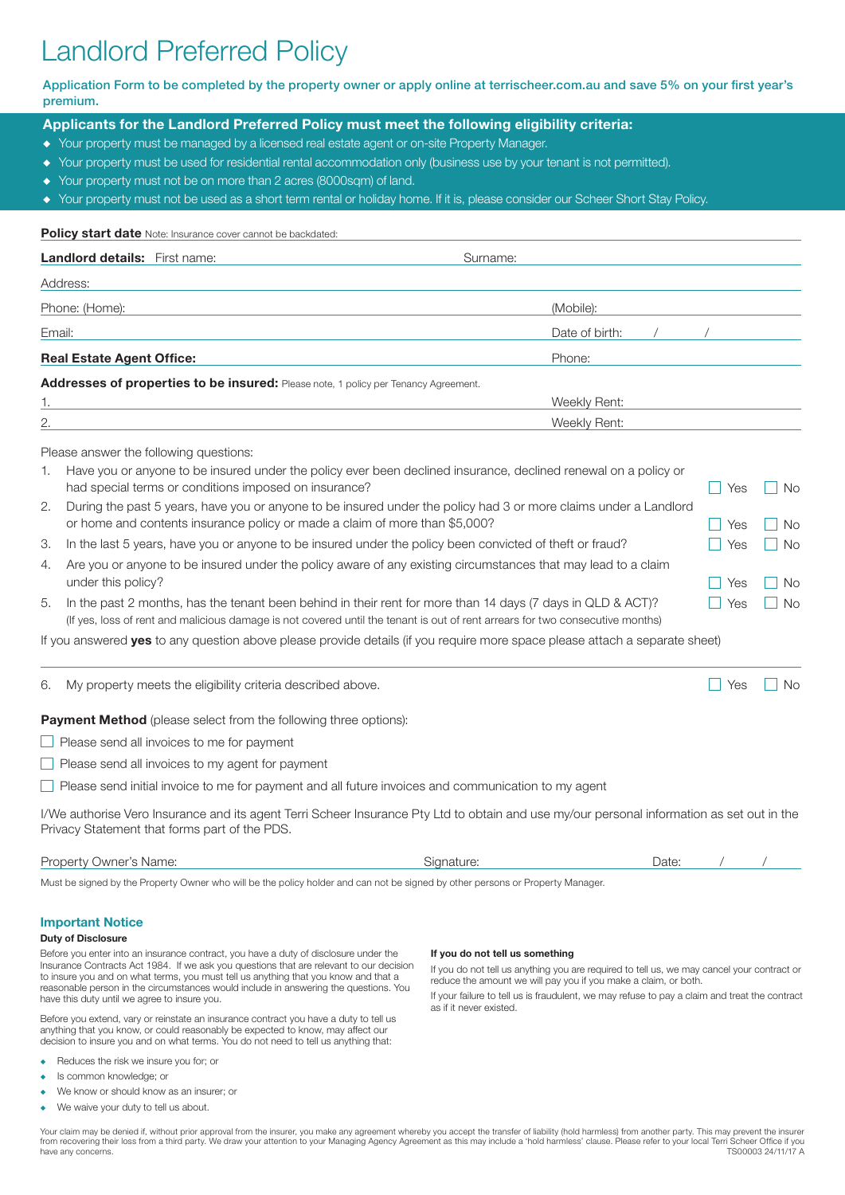# Landlord Preferred Policy

**Application Form to be completed by the property owner or apply online at terrischeer.com.au and save 5% on your first year's premium.**

**Applicants for the Landlord Preferred Policy must meet the following eligibility criteria:**

- Your property must be managed by a licensed real estate agent or on-site Property Manager.
- Your property must be used for residential rental accommodation only (business use by your tenant is not permitted).
- Your property must not be on more than 2 acres (8000sqm) of land.
- Your property must not be used as a short term rental or holiday home. If it is, please consider our Scheer Short Stay Policy.

**Policy start date** Note: Insurance cover cannot be backdated:

**Landlord details:** First name: Surname:

Address:

Phone: (Home): (Mobile):

Email: Date of birth: / /

**Real Estate Agent Office:** Phone:

**Addresses of properties to be insured:** Please note, 1 policy per Tenancy Agreement.

1. Weekly Rent:
2. Weekly Rent:

Please answer the following questions:

1. Have you or anyone to be insured under the policy ever been declined insurance, declined renewal on a policy or had special terms or conditions imposed on insurance? ☐ Yes ☐ No
2. During the past 5 years, have you or anyone to be insured under the policy had 3 or more claims under a Landlord or home and contents insurance policy or made a claim of more than $5,000? ☐ Yes ☐ No
3. In the last 5 years, have you or anyone to be insured under the policy been convicted of theft or fraud? ☐ Yes ☐ No
4. Are you or anyone to be insured under the policy aware of any existing circumstances that may lead to a claim under this policy? ☐ Yes ☐ No
5. In the past 2 months, has the tenant been behind in their rent for more than 14 days (7 days in QLD & ACT)? ☐ Yes ☐ No
   (If yes, loss of rent and malicious damage is not covered until the tenant is out of rent arrears for two consecutive months)

If you answered **yes** to any question above please provide details (if you require more space please attach a separate sheet)

6. My property meets the eligibility criteria described above. ☐ Yes ☐ No

**Payment Method** (please select from the following three options):

☐ Please send all invoices to me for payment

☐ Please send all invoices to my agent for payment

☐ Please send initial invoice to me for payment and all future invoices and communication to my agent

I/We authorise Vero Insurance and its agent Terri Scheer Insurance Pty Ltd to obtain and use my/our personal information as set out in the Privacy Statement that forms part of the PDS.

Property Owner's Name: Signature: Date: / /

Must be signed by the Property Owner who will be the policy holder and can not be signed by other persons or Property Manager.

## Important Notice

### Duty of Disclosure

Before you enter into an insurance contract, you have a duty of disclosure under the Insurance Contracts Act 1984. If we ask you questions that are relevant to our decision to insure you and on what terms, you must tell us anything that you know and that a reasonable person in the circumstances would include in answering the questions. You have this duty until we agree to insure you.

Before you extend, vary or reinstate an insurance contract you have a duty to tell us anything that you know, or could reasonably be expected to know, may affect our decision to insure you and on what terms. You do not need to tell us anything that:

- Reduces the risk we insure you for; or
- Is common knowledge; or
- We know or should know as an insurer; or
- We waive your duty to tell us about.

### If you do not tell us something

If you do not tell us anything you are required to tell us, we may cancel your contract or reduce the amount we will pay you if you make a claim, or both.

If your failure to tell us is fraudulent, we may refuse to pay a claim and treat the contract as if it never existed.

Your claim may be denied if, without prior approval from the insurer, you make any agreement whereby you accept the transfer of liability (hold harmless) from another party. This may prevent the insurer from recovering their loss from a third party. We draw your attention to your Managing Agency Agreement as this may include a 'hold harmless' clause. Please refer to your local Terri Scheer Office if you have any concerns.

TS00003 24/11/17 A